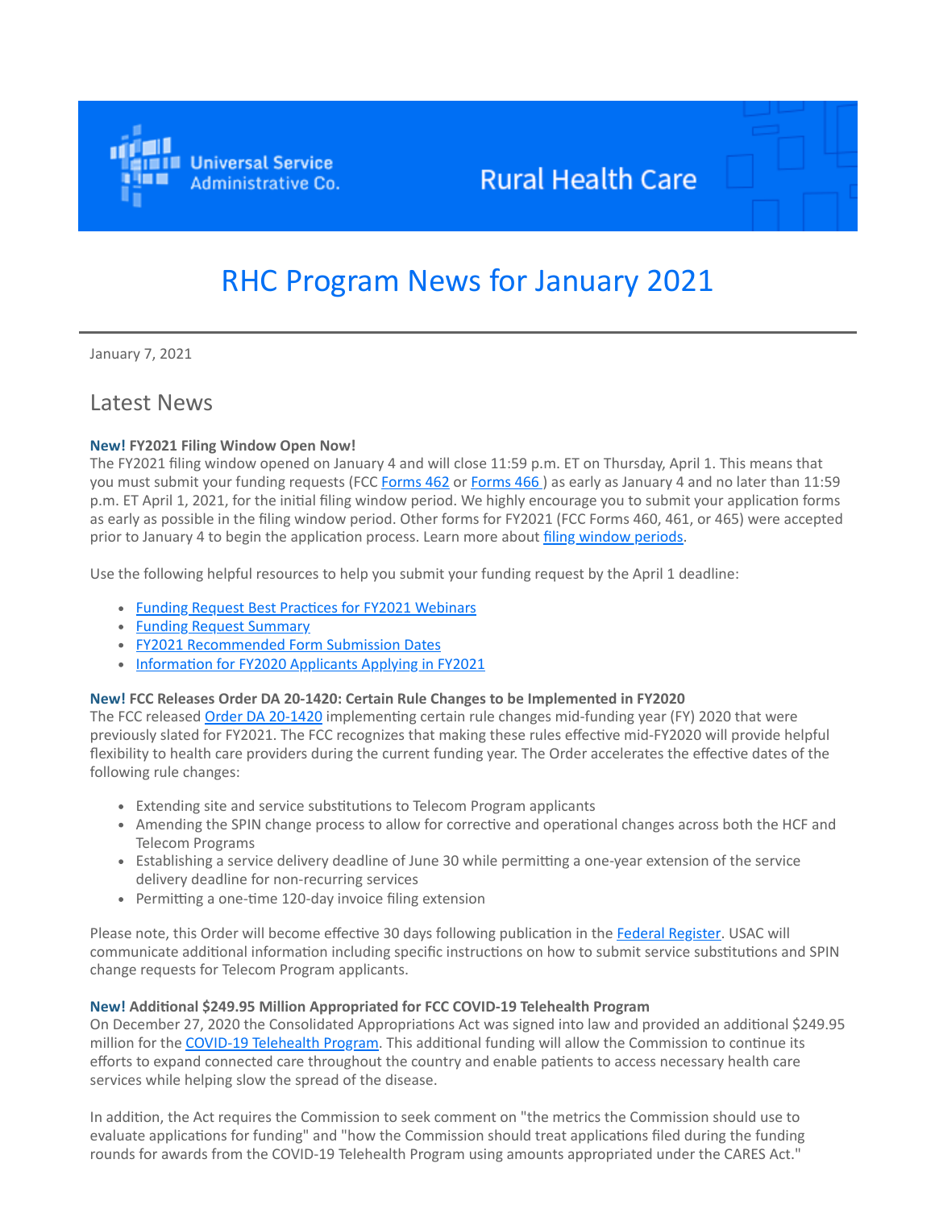Universal Service Administrative Co.

Rural Health Care

# RHC Program News for January 2021

January 7, 2021

## Latest News

**New! FY2021 Filing Window Open Now!**

The FY2021 filing window opened on January 4 and will close 11:59 p.m. ET on Thursday, April 1. This means that you must submit your funding requests (FCC Forms 462 or Forms 466 ) as early as January 4 and no later than 11:59 p.m. ET April 1, 2021, for the initial filing window period. We highly encourage you to submit your application forms as early as possible in the filing window period. Other forms for FY2021 (FCC Forms 460, 461, or 465) were accepted prior to January 4 to begin the application process. Learn more about filing window periods.

Use the following helpful resources to help you submit your funding request by the April 1 deadline:

- Funding Request Best Practices for FY2021 Webinars
- Funding Request Summary
- FY2021 Recommended Form Submission Dates
- Information for FY2020 Applicants Applying in FY2021

**New! FCC Releases Order DA 20-1420: Certain Rule Changes to be Implemented in FY2020**

The FCC released Order DA 20-1420 implementing certain rule changes mid-funding year (FY) 2020 that were previously slated for FY2021. The FCC recognizes that making these rules effective mid-FY2020 will provide helpful flexibility to health care providers during the current funding year. The Order accelerates the effective dates of the following rule changes:

- Extending site and service substitutions to Telecom Program applicants
- Amending the SPIN change process to allow for corrective and operational changes across both the HCF and Telecom Programs
- Establishing a service delivery deadline of June 30 while permitting a one-year extension of the service delivery deadline for non-recurring services
- Permitting a one-time 120-day invoice filing extension

Please note, this Order will become effective 30 days following publication in the Federal Register. USAC will communicate additional information including specific instructions on how to submit service substitutions and SPIN change requests for Telecom Program applicants.

**New! Additional $249.95 Million Appropriated for FCC COVID-19 Telehealth Program**

On December 27, 2020 the Consolidated Appropriations Act was signed into law and provided an additional $249.95 million for the COVID-19 Telehealth Program. This additional funding will allow the Commission to continue its efforts to expand connected care throughout the country and enable patients to access necessary health care services while helping slow the spread of the disease.

In addition, the Act requires the Commission to seek comment on "the metrics the Commission should use to evaluate applications for funding" and "how the Commission should treat applications filed during the funding rounds for awards from the COVID-19 Telehealth Program using amounts appropriated under the CARES Act."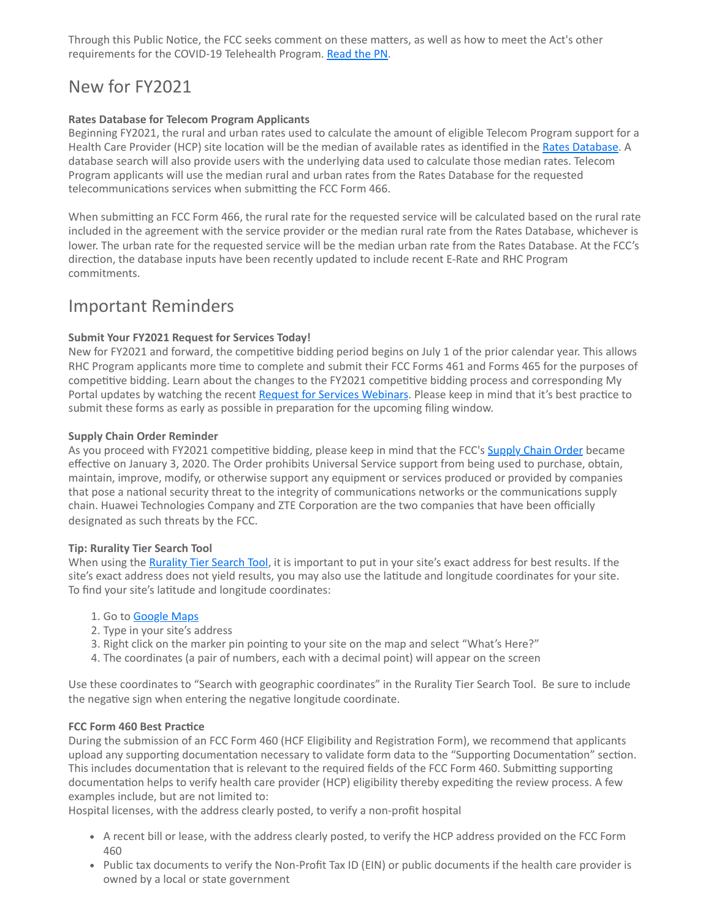Through this Public Notice, the FCC seeks comment on these matters, as well as how to meet the Act's other requirements for the COVID-19 Telehealth Program. [Read the PN](#).

## New for FY2021

**Rates Database for Telecom Program Applicants**
Beginning FY2021, the rural and urban rates used to calculate the amount of eligible Telecom Program support for a Health Care Provider (HCP) site location will be the median of available rates as identified in the [Rates Database](#). A database search will also provide users with the underlying data used to calculate those median rates. Telecom Program applicants will use the median rural and urban rates from the Rates Database for the requested telecommunications services when submitting the FCC Form 466.

When submitting an FCC Form 466, the rural rate for the requested service will be calculated based on the rural rate included in the agreement with the service provider or the median rural rate from the Rates Database, whichever is lower. The urban rate for the requested service will be the median urban rate from the Rates Database. At the FCC's direction, the database inputs have been recently updated to include recent E-Rate and RHC Program commitments.

## Important Reminders

**Submit Your FY2021 Request for Services Today!**
New for FY2021 and forward, the competitive bidding period begins on July 1 of the prior calendar year. This allows RHC Program applicants more time to complete and submit their FCC Forms 461 and Forms 465 for the purposes of competitive bidding. Learn about the changes to the FY2021 competitive bidding process and corresponding My Portal updates by watching the recent [Request for Services Webinars](#). Please keep in mind that it's best practice to submit these forms as early as possible in preparation for the upcoming filing window.

**Supply Chain Order Reminder**
As you proceed with FY2021 competitive bidding, please keep in mind that the FCC's [Supply Chain Order](#) became effective on January 3, 2020. The Order prohibits Universal Service support from being used to purchase, obtain, maintain, improve, modify, or otherwise support any equipment or services produced or provided by companies that pose a national security threat to the integrity of communications networks or the communications supply chain. Huawei Technologies Company and ZTE Corporation are the two companies that have been officially designated as such threats by the FCC.

**Tip: Rurality Tier Search Tool**
When using the [Rurality Tier Search Tool](#), it is important to put in your site's exact address for best results. If the site's exact address does not yield results, you may also use the latitude and longitude coordinates for your site. To find your site's latitude and longitude coordinates:

1. Go to [Google Maps](#)
2. Type in your site's address
3. Right click on the marker pin pointing to your site on the map and select "What's Here?"
4. The coordinates (a pair of numbers, each with a decimal point) will appear on the screen

Use these coordinates to "Search with geographic coordinates" in the Rurality Tier Search Tool. Be sure to include the negative sign when entering the negative longitude coordinate.

**FCC Form 460 Best Practice**
During the submission of an FCC Form 460 (HCF Eligibility and Registration Form), we recommend that applicants upload any supporting documentation necessary to validate form data to the "Supporting Documentation" section. This includes documentation that is relevant to the required fields of the FCC Form 460. Submitting supporting documentation helps to verify health care provider (HCP) eligibility thereby expediting the review process. A few examples include, but are not limited to:
Hospital licenses, with the address clearly posted, to verify a non-profit hospital

- A recent bill or lease, with the address clearly posted, to verify the HCP address provided on the FCC Form 460
- Public tax documents to verify the Non-Profit Tax ID (EIN) or public documents if the health care provider is owned by a local or state government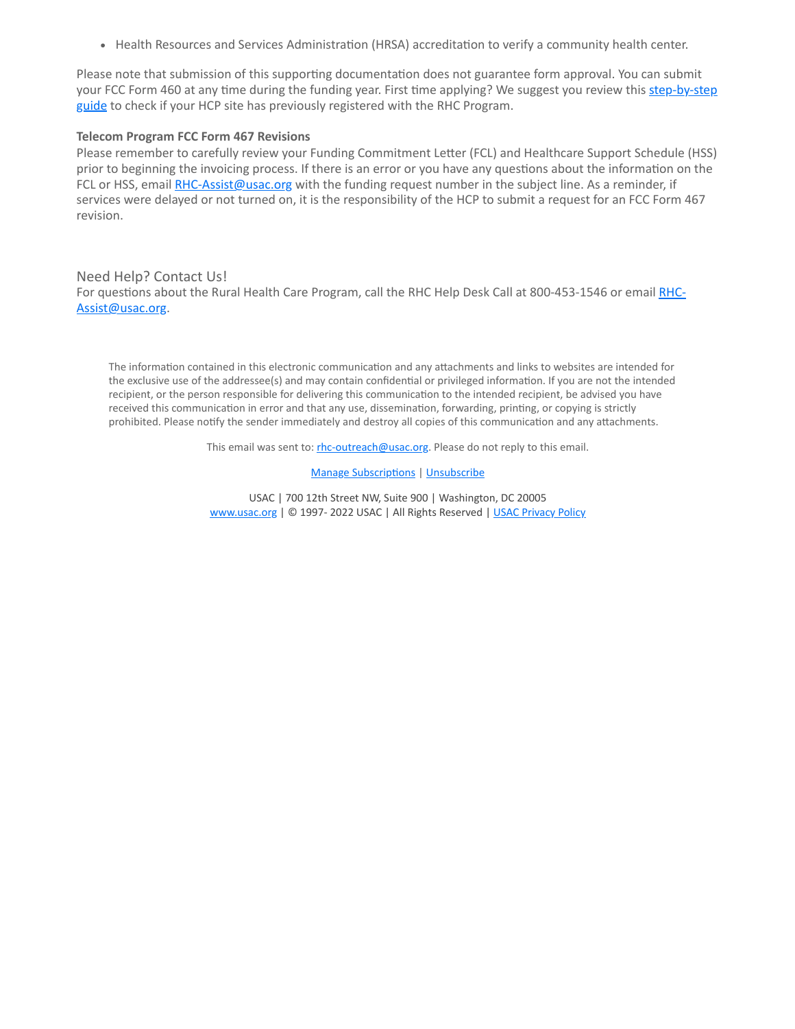- Health Resources and Services Administration (HRSA) accreditation to verify a community health center.

Please note that submission of this supporting documentation does not guarantee form approval. You can submit your FCC Form 460 at any time during the funding year. First time applying? We suggest you review this step-by-step guide to check if your HCP site has previously registered with the RHC Program.

**Telecom Program FCC Form 467 Revisions**
Please remember to carefully review your Funding Commitment Letter (FCL) and Healthcare Support Schedule (HSS) prior to beginning the invoicing process. If there is an error or you have any questions about the information on the FCL or HSS, email RHC-Assist@usac.org with the funding request number in the subject line. As a reminder, if services were delayed or not turned on, it is the responsibility of the HCP to submit a request for an FCC Form 467 revision.

## Need Help? Contact Us!

For questions about the Rural Health Care Program, call the RHC Help Desk Call at 800-453-1546 or email RHC-Assist@usac.org.

The information contained in this electronic communication and any attachments and links to websites are intended for the exclusive use of the addressee(s) and may contain confidential or privileged information. If you are not the intended recipient, or the person responsible for delivering this communication to the intended recipient, be advised you have received this communication in error and that any use, dissemination, forwarding, printing, or copying is strictly prohibited. Please notify the sender immediately and destroy all copies of this communication and any attachments.

This email was sent to: rhc-outreach@usac.org. Please do not reply to this email.

Manage Subscriptions | Unsubscribe

USAC | 700 12th Street NW, Suite 900 | Washington, DC 20005
www.usac.org | © 1997- 2022 USAC | All Rights Reserved | USAC Privacy Policy